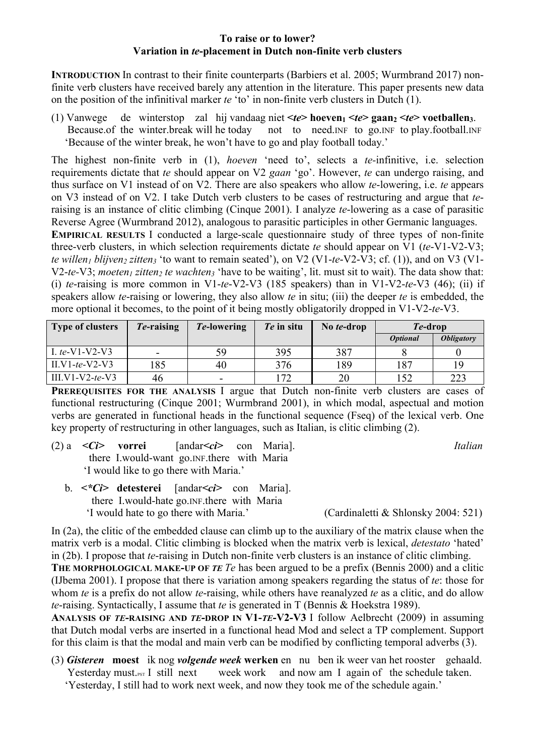# To raise or to lower?
## Variation in *te*-placement in Dutch non-finite verb clusters

**INTRODUCTION** In contrast to their finite counterparts (Barbiers et al. 2005; Wurmbrand 2017) non-finite verb clusters have received barely any attention in the literature. This paper presents new data on the position of the infinitival marker *te* 'to' in non-finite verb clusters in Dutch (1).

(1) Vanwege de winterstop zal hij vandaag niet ***<te>*** **hoeven₁** ***<te>*** **gaan₂** ***<te>*** **voetballen₃**.
Because.of the winter.break will he today not to need.INF to go.INF to play.football.INF
'Because of the winter break, he won't have to go and play football today.'

The highest non-finite verb in (1), *hoeven* 'need to', selects a *te*-infinitive, i.e. selection requirements dictate that *te* should appear on V2 *gaan* 'go'. However, *te* can undergo raising, and thus surface on V1 instead of on V2. There are also speakers who allow *te*-lowering, i.e. *te* appears on V3 instead of on V2. I take Dutch verb clusters to be cases of restructuring and argue that *te*-raising is an instance of clitic climbing (Cinque 2001). I analyze *te*-lowering as a case of parasitic Reverse Agree (Wurmbrand 2012), analogous to parasitic participles in other Germanic languages.

**EMPIRICAL RESULTS** I conducted a large-scale questionnaire study of three types of non-finite three-verb clusters, in which selection requirements dictate *te* should appear on V1 (*te*-V1-V2-V3; *te willen₁ blijven₂ zitten₃* 'to want to remain seated'), on V2 (V1-*te*-V2-V3; cf. (1)), and on V3 (V1-V2-*te*-V3; *moeten₁ zitten₂ te wachten₃* 'have to be waiting', lit. must sit to wait). The data show that: (i) *te*-raising is more common in V1-*te*-V2-V3 (185 speakers) than in V1-V2-*te*-V3 (46); (ii) if speakers allow *te*-raising or lowering, they also allow *te* in situ; (iii) the deeper *te* is embedded, the more optional it becomes, to the point of it being mostly obligatorily dropped in V1-V2-*te*-V3.

| Type of clusters | *Te*-raising | *Te*-lowering | *Te* in situ | No *te*-drop | *Te*-drop | |
|---|---|---|---|---|---|---|
| | | | | | *Optional* | *Obligatory* |
| I. *te*-V1-V2-V3 | - | 59 | 395 | 387 | 8 | 0 |
| II. V1-*te*-V2-V3 | 185 | 40 | 376 | 189 | 187 | 19 |
| III. V1-V2-*te*-V3 | 46 | - | 172 | 20 | 152 | 223 |

**PREREQUISITES FOR THE ANALYSIS** I argue that Dutch non-finite verb clusters are cases of functional restructuring (Cinque 2001; Wurmbrand 2001), in which modal, aspectual and motion verbs are generated in functional heads in the functional sequence (Fseq) of the lexical verb. One key property of restructuring in other languages, such as Italian, is clitic climbing (2).

(2) a. ***<Ci>*** **vorrei** [andar***<ci>*** con Maria]. *Italian*
there I.would-want go.INF.there with Maria
'I would like to go there with Maria.'

b. ***<\*Ci>*** **detesterei** [andar***<ci>*** con Maria].
there I.would-hate go.INF.there with Maria
'I would hate to go there with Maria.' (Cardinaletti & Shlonsky 2004: 521)

In (2a), the clitic of the embedded clause can climb up to the auxiliary of the matrix clause when the matrix verb is a modal. Clitic climbing is blocked when the matrix verb is lexical, *detestato* 'hated' in (2b). I propose that *te*-raising in Dutch non-finite verb clusters is an instance of clitic climbing.

**THE MORPHOLOGICAL MAKE-UP OF *TE*** *Te* has been argued to be a prefix (Bennis 2000) and a clitic (IJbema 2001). I propose that there is variation among speakers regarding the status of *te*: those for whom *te* is a prefix do not allow *te*-raising, while others have reanalyzed *te* as a clitic, and do allow *te*-raising. Syntactically, I assume that *te* is generated in T (Bennis & Hoekstra 1989).

**ANALYSIS OF *TE*-RAISING AND *TE*-DROP IN V1-*TE*-V2-V3** I follow Aelbrecht (2009) in assuming that Dutch modal verbs are inserted in a functional head Mod and select a TP complement. Support for this claim is that the modal and main verb can be modified by conflicting temporal adverbs (3).

(3) ***Gisteren*** **moest** ik nog ***volgende week*** **werken** en nu ben ik weer van het rooster gehaald.
Yesterday must.PST I still next week work and now am I again of the schedule taken.
'Yesterday, I still had to work next week, and now they took me of the schedule again.'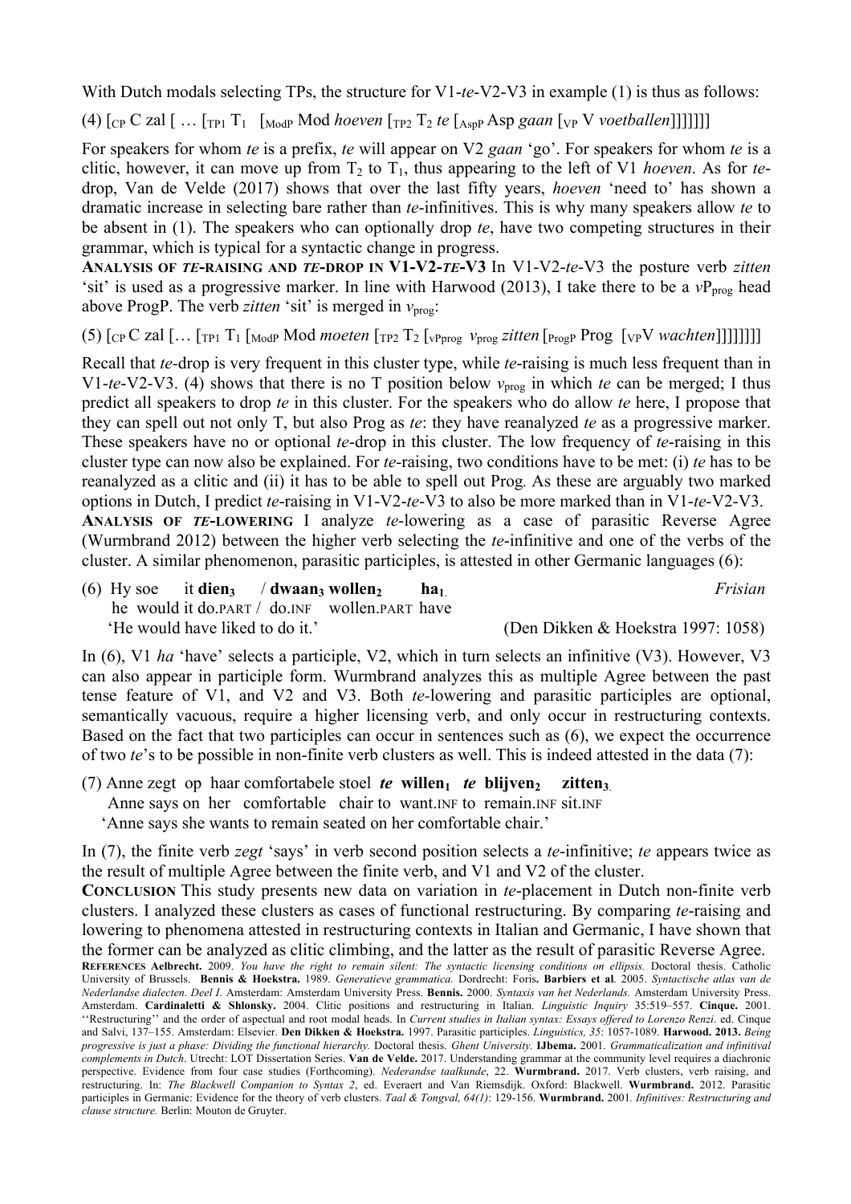With Dutch modals selecting TPs, the structure for V1-*te*-V2-V3 in example (1) is thus as follows:

(4) [$_{CP}$ C zal [ … [$_{TP1}$ T$_1$ [$_{ModP}$ Mod *hoeven* [$_{TP2}$ T$_2$ *te* [$_{AspP}$ Asp *gaan* [$_{VP}$ V *voetballen*]]]]]]]

For speakers for whom *te* is a prefix, *te* will appear on V2 *gaan* 'go'. For speakers for whom *te* is a clitic, however, it can move up from T$_2$ to T$_1$, thus appearing to the left of V1 *hoeven*. As for *te*-drop, Van de Velde (2017) shows that over the last fifty years, *hoeven* 'need to' has shown a dramatic increase in selecting bare rather than *te*-infinitives. This is why many speakers allow *te* to be absent in (1). The speakers who can optionally drop *te*, have two competing structures in their grammar, which is typical for a syntactic change in progress.

**ANALYSIS OF *TE*-RAISING AND *TE*-DROP IN V1-V2-*TE*-V3** In V1-V2-*te*-V3 the posture verb *zitten* 'sit' is used as a progressive marker. In line with Harwood (2013), I take there to be a *v*P$_{prog}$ head above ProgP. The verb *zitten* 'sit' is merged in *v*$_{prog}$:

(5) [$_{CP}$ C zal [… [$_{TP1}$ T$_1$ [$_{ModP}$ Mod *moeten* [$_{TP2}$ T$_2$ [$_{vPprog}$ *v*$_{prog}$ *zitten* [$_{ProgP}$ Prog [$_{VP}$V *wachten*]]]]]]]]

Recall that *te*-drop is very frequent in this cluster type, while *te*-raising is much less frequent than in V1-*te*-V2-V3. (4) shows that there is no T position below *v*$_{prog}$ in which *te* can be merged; I thus predict all speakers to drop *te* in this cluster. For the speakers who do allow *te* here, I propose that they can spell out not only T, but also Prog as *te*: they have reanalyzed *te* as a progressive marker. These speakers have no or optional *te*-drop in this cluster. The low frequency of *te*-raising in this cluster type can now also be explained. For *te*-raising, two conditions have to be met: (i) *te* has to be reanalyzed as a clitic and (ii) it has to be able to spell out Prog. As these are arguably two marked options in Dutch, I predict *te*-raising in V1-V2-*te*-V3 to also be more marked than in V1-*te*-V2-V3.

**ANALYSIS OF *TE*-LOWERING** I analyze *te*-lowering as a case of parasitic Reverse Agree (Wurmbrand 2012) between the higher verb selecting the *te*-infinitive and one of the verbs of the cluster. A similar phenomenon, parasitic participles, is attested in other Germanic languages (6):

(6) Hy soe it **dien$_3$** / **dwaan$_3$** **wollen$_2$** **ha$_1$**. *Frisian*
he would it do.PART / do.INF wollen.PART have
'He would have liked to do it.' (Den Dikken & Hoekstra 1997: 1058)

In (6), V1 *ha* 'have' selects a participle, V2, which in turn selects an infinitive (V3). However, V3 can also appear in participle form. Wurmbrand analyzes this as multiple Agree between the past tense feature of V1, and V2 and V3. Both *te*-lowering and parasitic participles are optional, semantically vacuous, require a higher licensing verb, and only occur in restructuring contexts. Based on the fact that two participles can occur in sentences such as (6), we expect the occurrence of two *te*'s to be possible in non-finite verb clusters as well. This is indeed attested in the data (7):

(7) Anne zegt op haar comfortabele stoel ***te*** **willen$_1$** ***te*** **blijven$_2$** **zitten$_3$**.
Anne says on her comfortable chair to want.INF to remain.INF sit.INF
'Anne says she wants to remain seated on her comfortable chair.'

In (7), the finite verb *zegt* 'says' in verb second position selects a *te*-infinitive; *te* appears twice as the result of multiple Agree between the finite verb, and V1 and V2 of the cluster.

**CONCLUSION** This study presents new data on variation in *te*-placement in Dutch non-finite verb clusters. I analyzed these clusters as cases of functional restructuring. By comparing *te*-raising and lowering to phenomena attested in restructuring contexts in Italian and Germanic, I have shown that the former can be analyzed as clitic climbing, and the latter as the result of parasitic Reverse Agree.

**REFERENCES** **Aelbrecht.** 2009. *You have the right to remain silent: The syntactic licensing conditions on ellipsis.* Doctoral thesis. Catholic University of Brussels. **Bennis & Hoekstra.** 1989. *Generatieve grammatica.* Dordrecht: Foris. **Barbiers et al**. 2005. *Syntactische atlas van de Nederlandse dialecten. Deel I*. Amsterdam: Amsterdam University Press. **Bennis.** 2000. *Syntaxis van het Nederlands.* Amsterdam University Press. Amsterdam. **Cardinaletti & Shlonsky.** 2004. Clitic positions and restructuring in Italian. *Linguistic Inquiry* 35:519–557. **Cinque.** 2001. ''Restructuring'' and the order of aspectual and root modal heads. In *Current studies in Italian syntax: Essays offered to Lorenzo Renzi*. ed. Cinque and Salvi, 137–155. Amsterdam: Elsevier. **Den Dikken & Hoekstra.** 1997. Parasitic participles. *Linguistics, 35*: 1057-1089. **Harwood. 2013.** *Being progressive is just a phase: Dividing the functional hierarchy.* Doctoral thesis. *Ghent University.* **IJbema.** 2001. *Grammaticalization and infinitival complements in Dutch*. Utrecht: LOT Dissertation Series. **Van de Velde.** 2017. Understanding grammar at the community level requires a diachronic perspective. Evidence from four case studies (Forthcoming). *Nederandse taalkunde*, 22. **Wurmbrand.** 2017. Verb clusters, verb raising, and restructuring. In: *The Blackwell Companion to Syntax 2*, ed. Everaert and Van Riemsdijk. Oxford: Blackwell. **Wurmbrand.** 2012. Parasitic participles in Germanic: Evidence for the theory of verb clusters. *Taal & Tongval, 64(1)*: 129-156. **Wurmbrand.** 2001. *Infinitives: Restructuring and clause structure.* Berlin: Mouton de Gruyter.